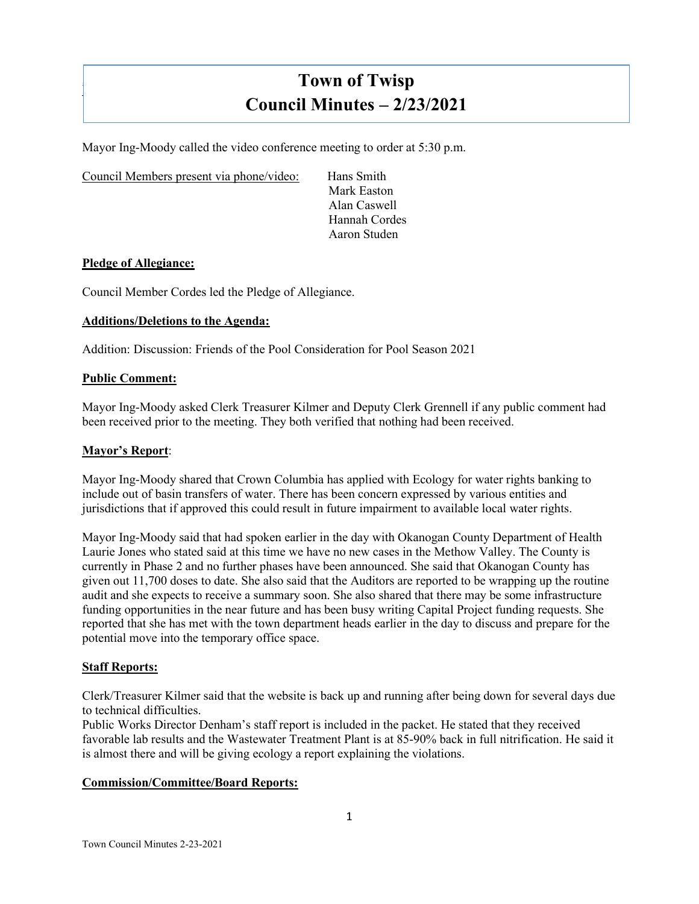# Town of Twisp
# Council Minutes – 2/23/2021

Mayor Ing-Moody called the video conference meeting to order at 5:30 p.m.

Council Members present via phone/video: Hans Smith
Mark Easton
Alan Caswell
Hannah Cordes
Aaron Studen

**Pledge of Allegiance:**

Council Member Cordes led the Pledge of Allegiance.

**Additions/Deletions to the Agenda:**

Addition: Discussion: Friends of the Pool Consideration for Pool Season 2021

**Public Comment:**

Mayor Ing-Moody asked Clerk Treasurer Kilmer and Deputy Clerk Grennell if any public comment had been received prior to the meeting. They both verified that nothing had been received.

**Mayor's Report**:

Mayor Ing-Moody shared that Crown Columbia has applied with Ecology for water rights banking to include out of basin transfers of water. There has been concern expressed by various entities and jurisdictions that if approved this could result in future impairment to available local water rights.

Mayor Ing-Moody said that had spoken earlier in the day with Okanogan County Department of Health Laurie Jones who stated said at this time we have no new cases in the Methow Valley. The County is currently in Phase 2 and no further phases have been announced. She said that Okanogan County has given out 11,700 doses to date. She also said that the Auditors are reported to be wrapping up the routine audit and she expects to receive a summary soon. She also shared that there may be some infrastructure funding opportunities in the near future and has been busy writing Capital Project funding requests. She reported that she has met with the town department heads earlier in the day to discuss and prepare for the potential move into the temporary office space.

**Staff Reports:**

Clerk/Treasurer Kilmer said that the website is back up and running after being down for several days due to technical difficulties.
Public Works Director Denham's staff report is included in the packet. He stated that they received favorable lab results and the Wastewater Treatment Plant is at 85-90% back in full nitrification. He said it is almost there and will be giving ecology a report explaining the violations.

**Commission/Committee/Board Reports:**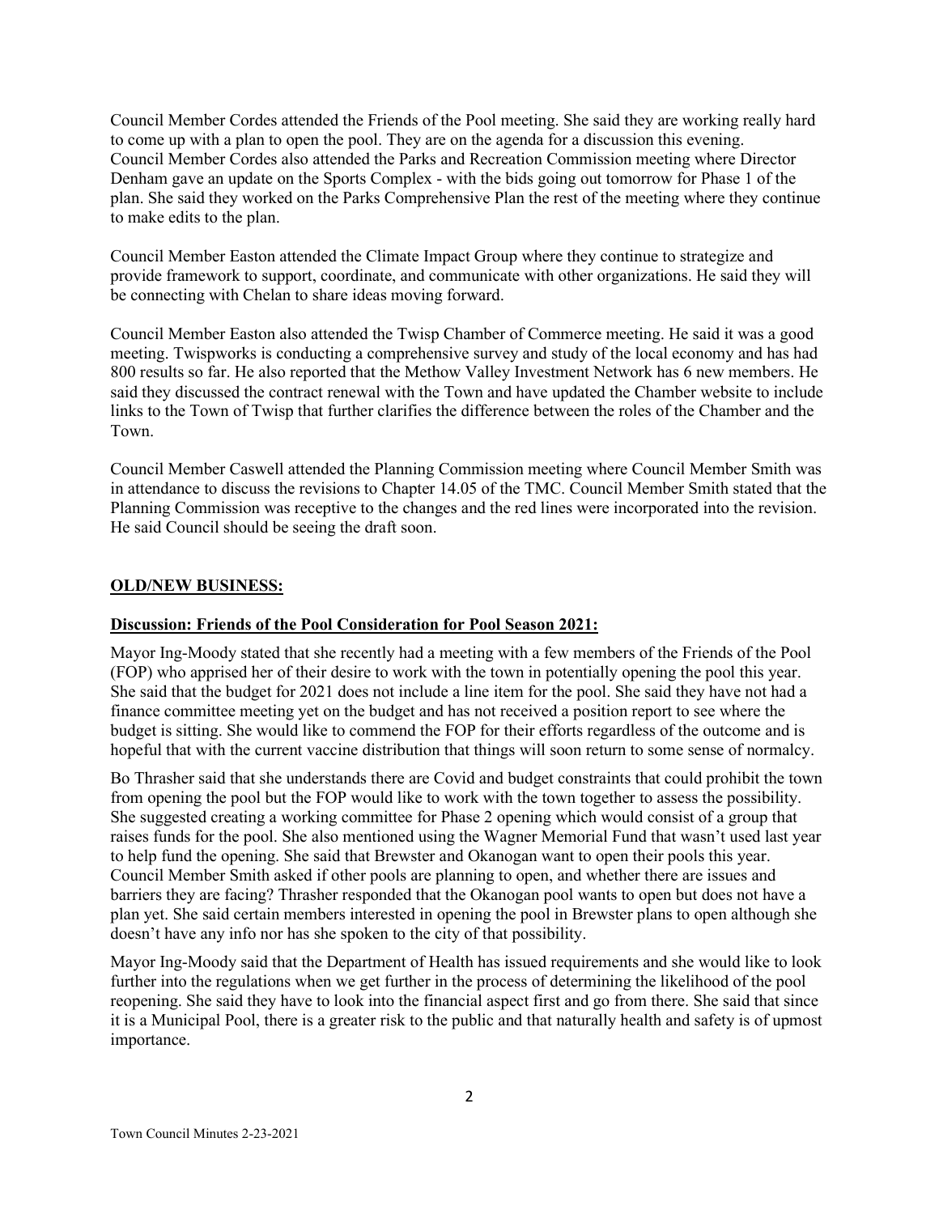Council Member Cordes attended the Friends of the Pool meeting. She said they are working really hard to come up with a plan to open the pool. They are on the agenda for a discussion this evening. Council Member Cordes also attended the Parks and Recreation Commission meeting where Director Denham gave an update on the Sports Complex - with the bids going out tomorrow for Phase 1 of the plan. She said they worked on the Parks Comprehensive Plan the rest of the meeting where they continue to make edits to the plan.

Council Member Easton attended the Climate Impact Group where they continue to strategize and provide framework to support, coordinate, and communicate with other organizations. He said they will be connecting with Chelan to share ideas moving forward.

Council Member Easton also attended the Twisp Chamber of Commerce meeting. He said it was a good meeting. Twispworks is conducting a comprehensive survey and study of the local economy and has had 800 results so far. He also reported that the Methow Valley Investment Network has 6 new members. He said they discussed the contract renewal with the Town and have updated the Chamber website to include links to the Town of Twisp that further clarifies the difference between the roles of the Chamber and the Town.

Council Member Caswell attended the Planning Commission meeting where Council Member Smith was in attendance to discuss the revisions to Chapter 14.05 of the TMC. Council Member Smith stated that the Planning Commission was receptive to the changes and the red lines were incorporated into the revision. He said Council should be seeing the draft soon.

## OLD/NEW BUSINESS:

### Discussion: Friends of the Pool Consideration for Pool Season 2021:

Mayor Ing-Moody stated that she recently had a meeting with a few members of the Friends of the Pool (FOP) who apprised her of their desire to work with the town in potentially opening the pool this year. She said that the budget for 2021 does not include a line item for the pool. She said they have not had a finance committee meeting yet on the budget and has not received a position report to see where the budget is sitting. She would like to commend the FOP for their efforts regardless of the outcome and is hopeful that with the current vaccine distribution that things will soon return to some sense of normalcy.

Bo Thrasher said that she understands there are Covid and budget constraints that could prohibit the town from opening the pool but the FOP would like to work with the town together to assess the possibility. She suggested creating a working committee for Phase 2 opening which would consist of a group that raises funds for the pool. She also mentioned using the Wagner Memorial Fund that wasn't used last year to help fund the opening. She said that Brewster and Okanogan want to open their pools this year. Council Member Smith asked if other pools are planning to open, and whether there are issues and barriers they are facing? Thrasher responded that the Okanogan pool wants to open but does not have a plan yet. She said certain members interested in opening the pool in Brewster plans to open although she doesn't have any info nor has she spoken to the city of that possibility.

Mayor Ing-Moody said that the Department of Health has issued requirements and she would like to look further into the regulations when we get further in the process of determining the likelihood of the pool reopening. She said they have to look into the financial aspect first and go from there. She said that since it is a Municipal Pool, there is a greater risk to the public and that naturally health and safety is of upmost importance.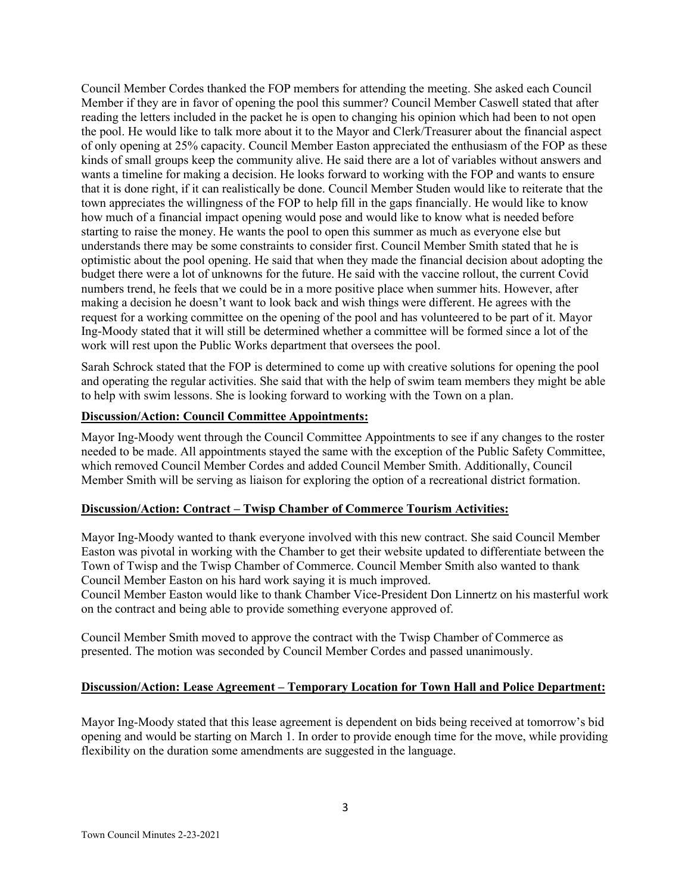Council Member Cordes thanked the FOP members for attending the meeting. She asked each Council Member if they are in favor of opening the pool this summer? Council Member Caswell stated that after reading the letters included in the packet he is open to changing his opinion which had been to not open the pool. He would like to talk more about it to the Mayor and Clerk/Treasurer about the financial aspect of only opening at 25% capacity. Council Member Easton appreciated the enthusiasm of the FOP as these kinds of small groups keep the community alive. He said there are a lot of variables without answers and wants a timeline for making a decision. He looks forward to working with the FOP and wants to ensure that it is done right, if it can realistically be done. Council Member Studen would like to reiterate that the town appreciates the willingness of the FOP to help fill in the gaps financially. He would like to know how much of a financial impact opening would pose and would like to know what is needed before starting to raise the money. He wants the pool to open this summer as much as everyone else but understands there may be some constraints to consider first. Council Member Smith stated that he is optimistic about the pool opening. He said that when they made the financial decision about adopting the budget there were a lot of unknowns for the future. He said with the vaccine rollout, the current Covid numbers trend, he feels that we could be in a more positive place when summer hits. However, after making a decision he doesn't want to look back and wish things were different. He agrees with the request for a working committee on the opening of the pool and has volunteered to be part of it. Mayor Ing-Moody stated that it will still be determined whether a committee will be formed since a lot of the work will rest upon the Public Works department that oversees the pool.

Sarah Schrock stated that the FOP is determined to come up with creative solutions for opening the pool and operating the regular activities. She said that with the help of swim team members they might be able to help with swim lessons. She is looking forward to working with the Town on a plan.

**Discussion/Action: Council Committee Appointments:**

Mayor Ing-Moody went through the Council Committee Appointments to see if any changes to the roster needed to be made. All appointments stayed the same with the exception of the Public Safety Committee, which removed Council Member Cordes and added Council Member Smith. Additionally, Council Member Smith will be serving as liaison for exploring the option of a recreational district formation.

**Discussion/Action: Contract – Twisp Chamber of Commerce Tourism Activities:**

Mayor Ing-Moody wanted to thank everyone involved with this new contract. She said Council Member Easton was pivotal in working with the Chamber to get their website updated to differentiate between the Town of Twisp and the Twisp Chamber of Commerce. Council Member Smith also wanted to thank Council Member Easton on his hard work saying it is much improved.
Council Member Easton would like to thank Chamber Vice-President Don Linnertz on his masterful work on the contract and being able to provide something everyone approved of.

Council Member Smith moved to approve the contract with the Twisp Chamber of Commerce as presented. The motion was seconded by Council Member Cordes and passed unanimously.

**Discussion/Action: Lease Agreement – Temporary Location for Town Hall and Police Department:**

Mayor Ing-Moody stated that this lease agreement is dependent on bids being received at tomorrow's bid opening and would be starting on March 1. In order to provide enough time for the move, while providing flexibility on the duration some amendments are suggested in the language.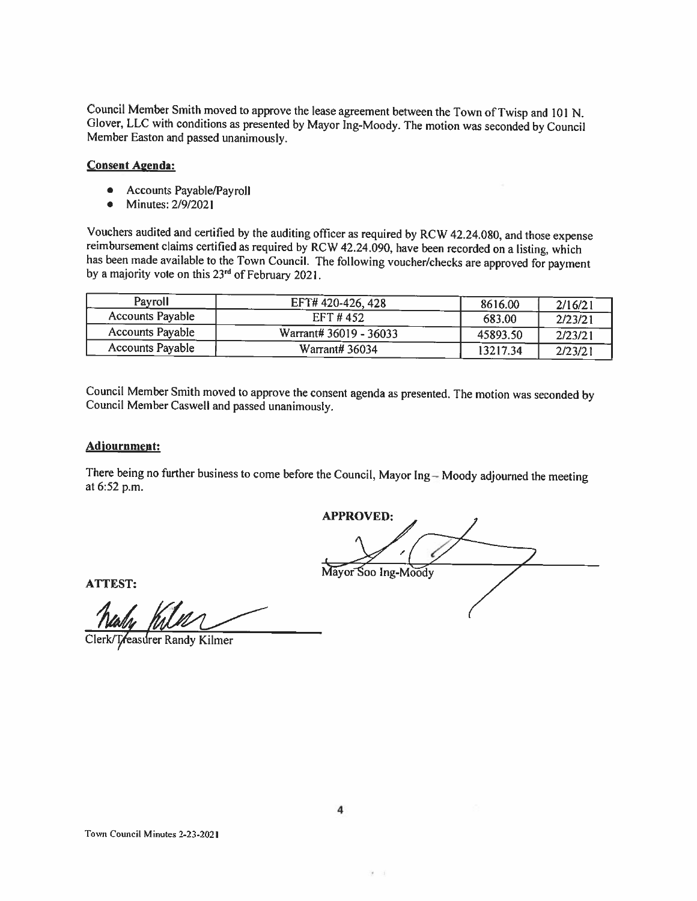Council Member Smith moved to approve the lease agreement between the Town of Twisp and 101 N. Glover, LLC with conditions as presented by Mayor Ing-Moody. The motion was seconded by Council Member Easton and passed unanimously.

**Consent Agenda:**

- Accounts Payable/Payroll
- Minutes: 2/9/2021

Vouchers audited and certified by the auditing officer as required by RCW 42.24.080, and those expense reimbursement claims certified as required by RCW 42.24.090, have been recorded on a listing, which has been made available to the Town Council. The following voucher/checks are approved for payment by a majority vote on this 23rd of February 2021.

| | | | |
|---|---|---|---|
| Payroll | EFT# 420-426, 428 | 8616.00 | 2/16/21 |
| Accounts Payable | EFT # 452 | 683.00 | 2/23/21 |
| Accounts Payable | Warrant# 36019 - 36033 | 45893.50 | 2/23/21 |
| Accounts Payable | Warrant# 36034 | 13217.34 | 2/23/21 |

Council Member Smith moved to approve the consent agenda as presented. The motion was seconded by Council Member Caswell and passed unanimously.

**Adjournment:**

There being no further business to come before the Council, Mayor Ing – Moody adjourned the meeting at 6:52 p.m.

**APPROVED:**

Mayor Soo Ing-Moody

**ATTEST:**

Clerk/Treasurer Randy Kilmer

Town Council Minutes 2-23-2021